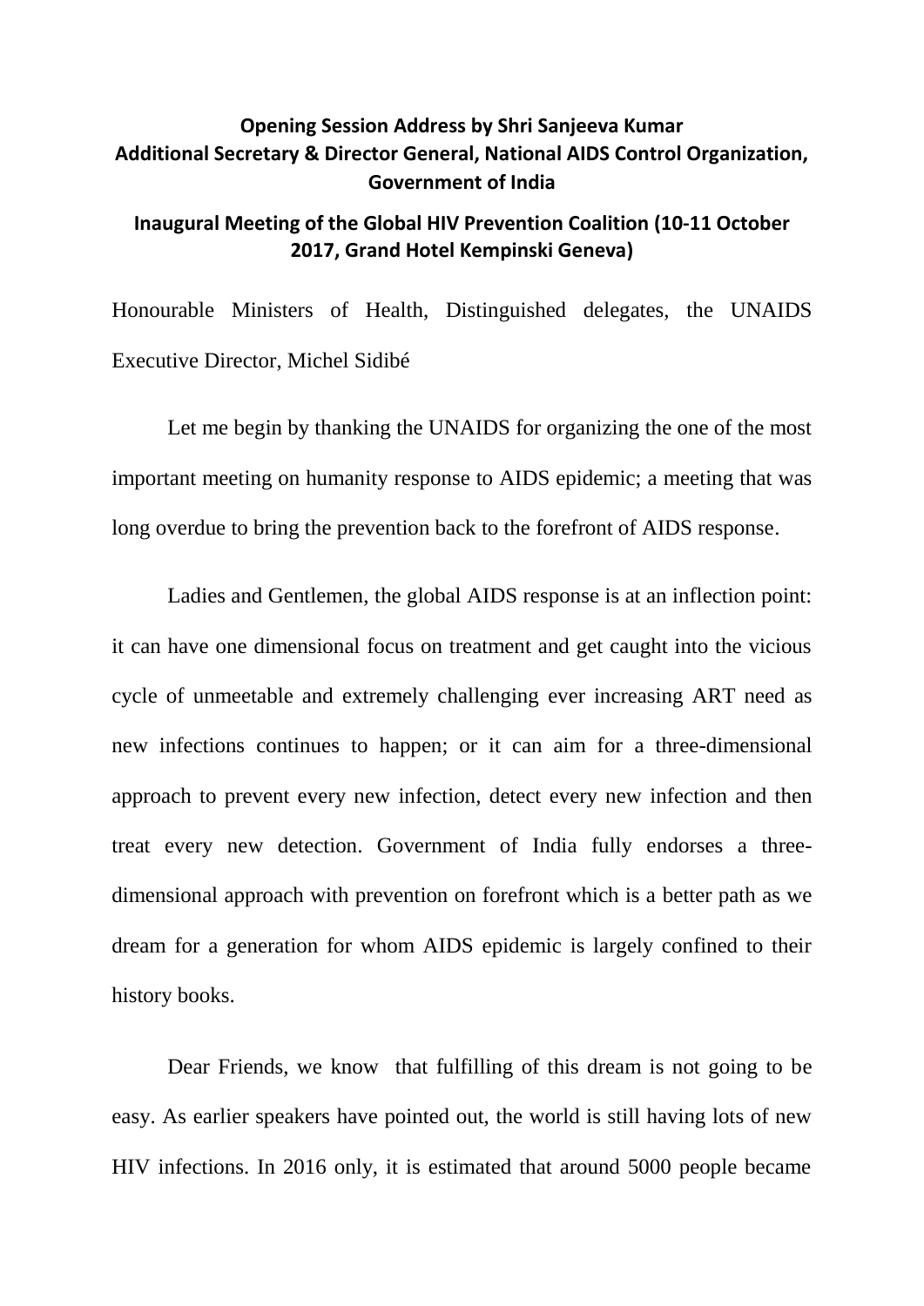**Opening Session Address by Shri Sanjeeva Kumar**
**Additional Secretary & Director General, National AIDS Control Organization, Government of India**

**Inaugural Meeting of the Global HIV Prevention Coalition (10-11 October 2017, Grand Hotel Kempinski Geneva)**

Honourable Ministers of Health, Distinguished delegates, the UNAIDS Executive Director, Michel Sidibé

Let me begin by thanking the UNAIDS for organizing the one of the most important meeting on humanity response to AIDS epidemic; a meeting that was long overdue to bring the prevention back to the forefront of AIDS response.

Ladies and Gentlemen, the global AIDS response is at an inflection point: it can have one dimensional focus on treatment and get caught into the vicious cycle of unmeetable and extremely challenging ever increasing ART need as new infections continues to happen; or it can aim for a three-dimensional approach to prevent every new infection, detect every new infection and then treat every new detection. Government of India fully endorses a three-dimensional approach with prevention on forefront which is a better path as we dream for a generation for whom AIDS epidemic is largely confined to their history books.

Dear Friends, we know that fulfilling of this dream is not going to be easy. As earlier speakers have pointed out, the world is still having lots of new HIV infections. In 2016 only, it is estimated that around 5000 people became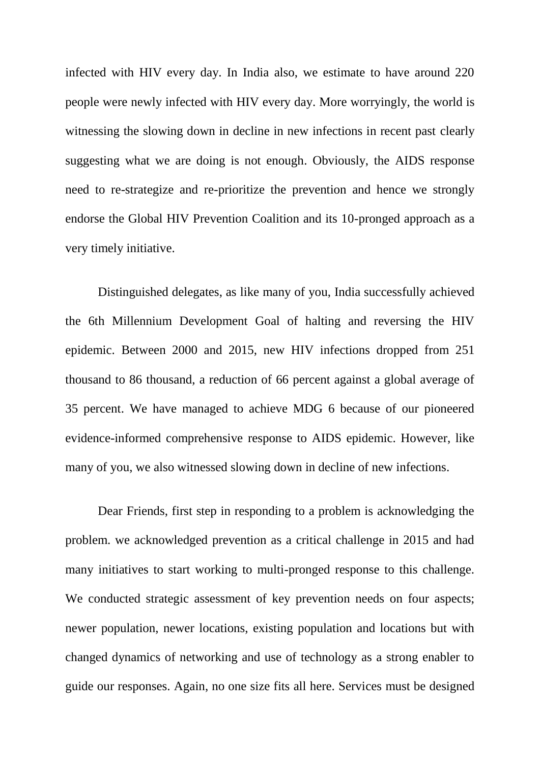infected with HIV every day. In India also, we estimate to have around 220 people were newly infected with HIV every day. More worryingly, the world is witnessing the slowing down in decline in new infections in recent past clearly suggesting what we are doing is not enough. Obviously, the AIDS response need to re-strategize and re-prioritize the prevention and hence we strongly endorse the Global HIV Prevention Coalition and its 10-pronged approach as a very timely initiative.

Distinguished delegates, as like many of you, India successfully achieved the 6th Millennium Development Goal of halting and reversing the HIV epidemic. Between 2000 and 2015, new HIV infections dropped from 251 thousand to 86 thousand, a reduction of 66 percent against a global average of 35 percent. We have managed to achieve MDG 6 because of our pioneered evidence-informed comprehensive response to AIDS epidemic. However, like many of you, we also witnessed slowing down in decline of new infections.

Dear Friends, first step in responding to a problem is acknowledging the problem. we acknowledged prevention as a critical challenge in 2015 and had many initiatives to start working to multi-pronged response to this challenge. We conducted strategic assessment of key prevention needs on four aspects; newer population, newer locations, existing population and locations but with changed dynamics of networking and use of technology as a strong enabler to guide our responses. Again, no one size fits all here. Services must be designed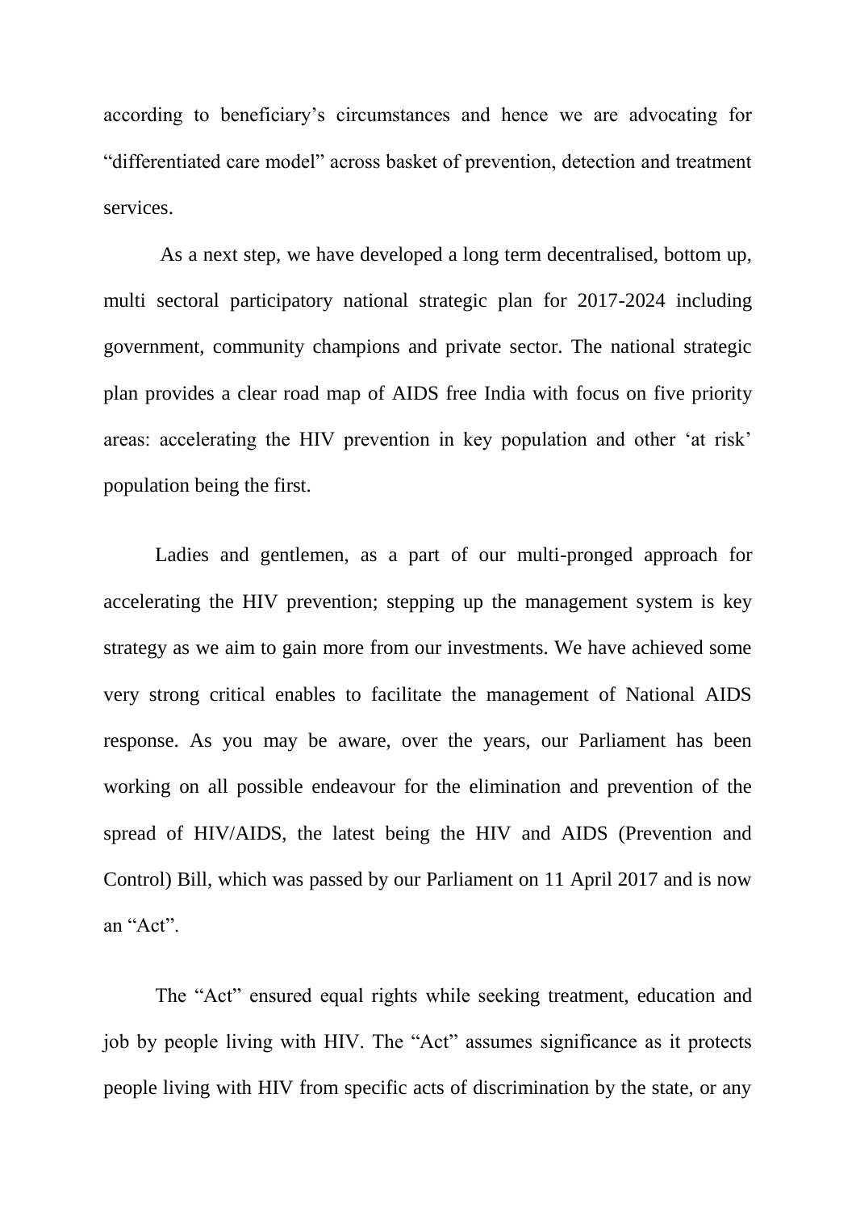according to beneficiary's circumstances and hence we are advocating for "differentiated care model" across basket of prevention, detection and treatment services.

As a next step, we have developed a long term decentralised, bottom up, multi sectoral participatory national strategic plan for 2017-2024 including government, community champions and private sector. The national strategic plan provides a clear road map of AIDS free India with focus on five priority areas: accelerating the HIV prevention in key population and other 'at risk' population being the first.

Ladies and gentlemen, as a part of our multi-pronged approach for accelerating the HIV prevention; stepping up the management system is key strategy as we aim to gain more from our investments. We have achieved some very strong critical enables to facilitate the management of National AIDS response. As you may be aware, over the years, our Parliament has been working on all possible endeavour for the elimination and prevention of the spread of HIV/AIDS, the latest being the HIV and AIDS (Prevention and Control) Bill, which was passed by our Parliament on 11 April 2017 and is now an "Act".

The "Act" ensured equal rights while seeking treatment, education and job by people living with HIV. The "Act" assumes significance as it protects people living with HIV from specific acts of discrimination by the state, or any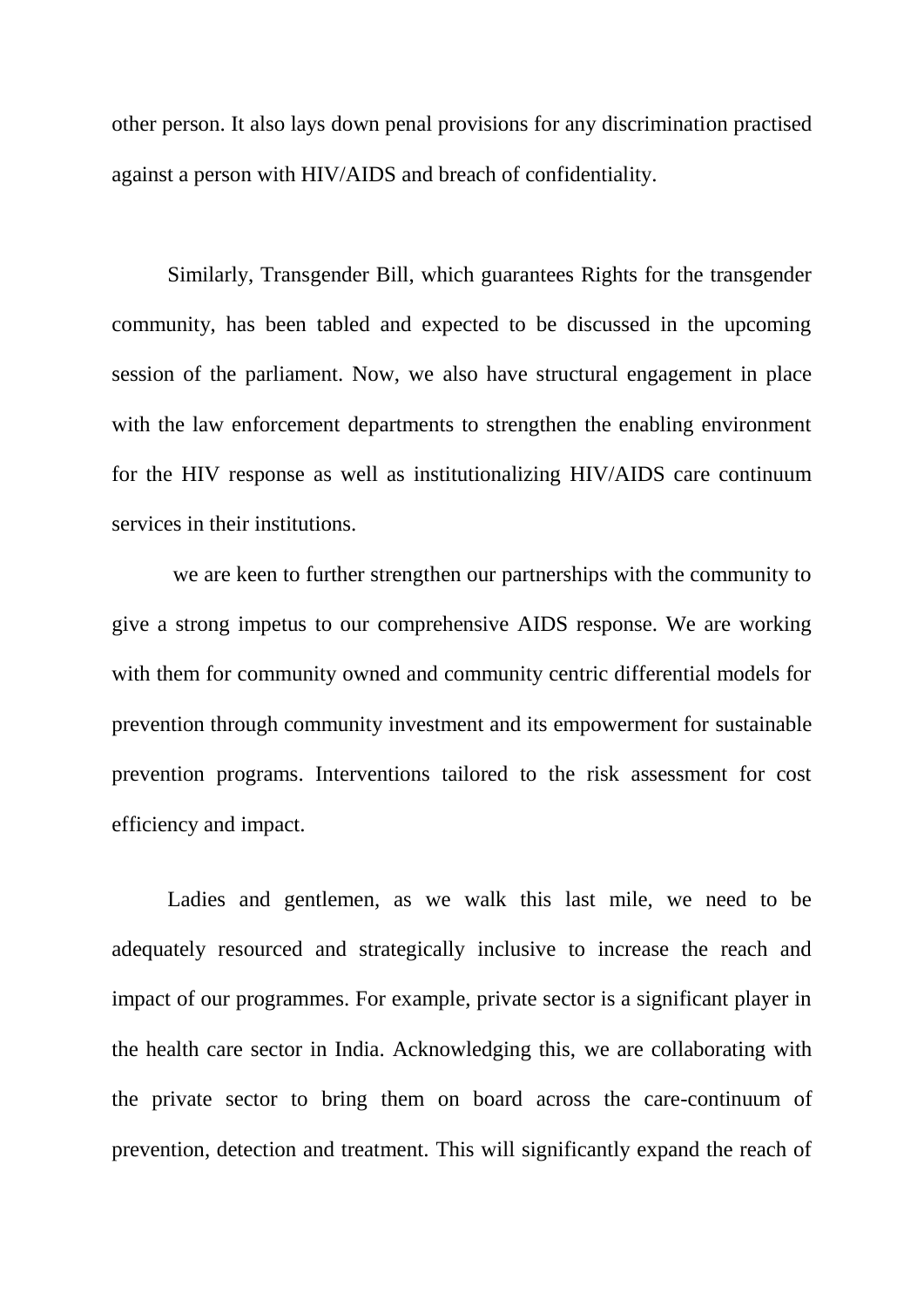other person. It also lays down penal provisions for any discrimination practised against a person with HIV/AIDS and breach of confidentiality.

Similarly, Transgender Bill, which guarantees Rights for the transgender community, has been tabled and expected to be discussed in the upcoming session of the parliament. Now, we also have structural engagement in place with the law enforcement departments to strengthen the enabling environment for the HIV response as well as institutionalizing HIV/AIDS care continuum services in their institutions.

we are keen to further strengthen our partnerships with the community to give a strong impetus to our comprehensive AIDS response. We are working with them for community owned and community centric differential models for prevention through community investment and its empowerment for sustainable prevention programs. Interventions tailored to the risk assessment for cost efficiency and impact.

Ladies and gentlemen, as we walk this last mile, we need to be adequately resourced and strategically inclusive to increase the reach and impact of our programmes. For example, private sector is a significant player in the health care sector in India. Acknowledging this, we are collaborating with the private sector to bring them on board across the care-continuum of prevention, detection and treatment. This will significantly expand the reach of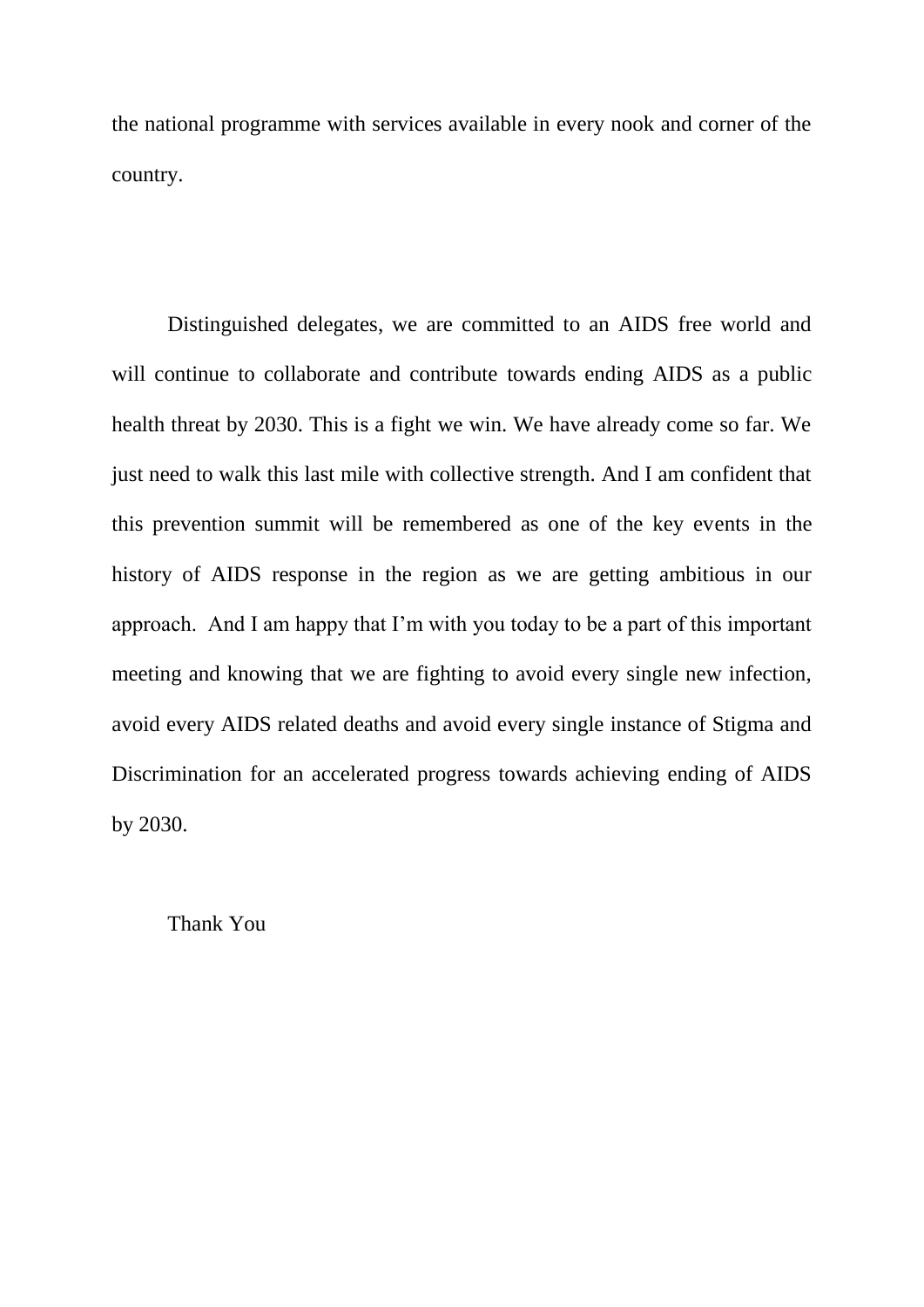the national programme with services available in every nook and corner of the country.

Distinguished delegates, we are committed to an AIDS free world and will continue to collaborate and contribute towards ending AIDS as a public health threat by 2030. This is a fight we win. We have already come so far. We just need to walk this last mile with collective strength. And I am confident that this prevention summit will be remembered as one of the key events in the history of AIDS response in the region as we are getting ambitious in our approach. And I am happy that I'm with you today to be a part of this important meeting and knowing that we are fighting to avoid every single new infection, avoid every AIDS related deaths and avoid every single instance of Stigma and Discrimination for an accelerated progress towards achieving ending of AIDS by 2030.

Thank You